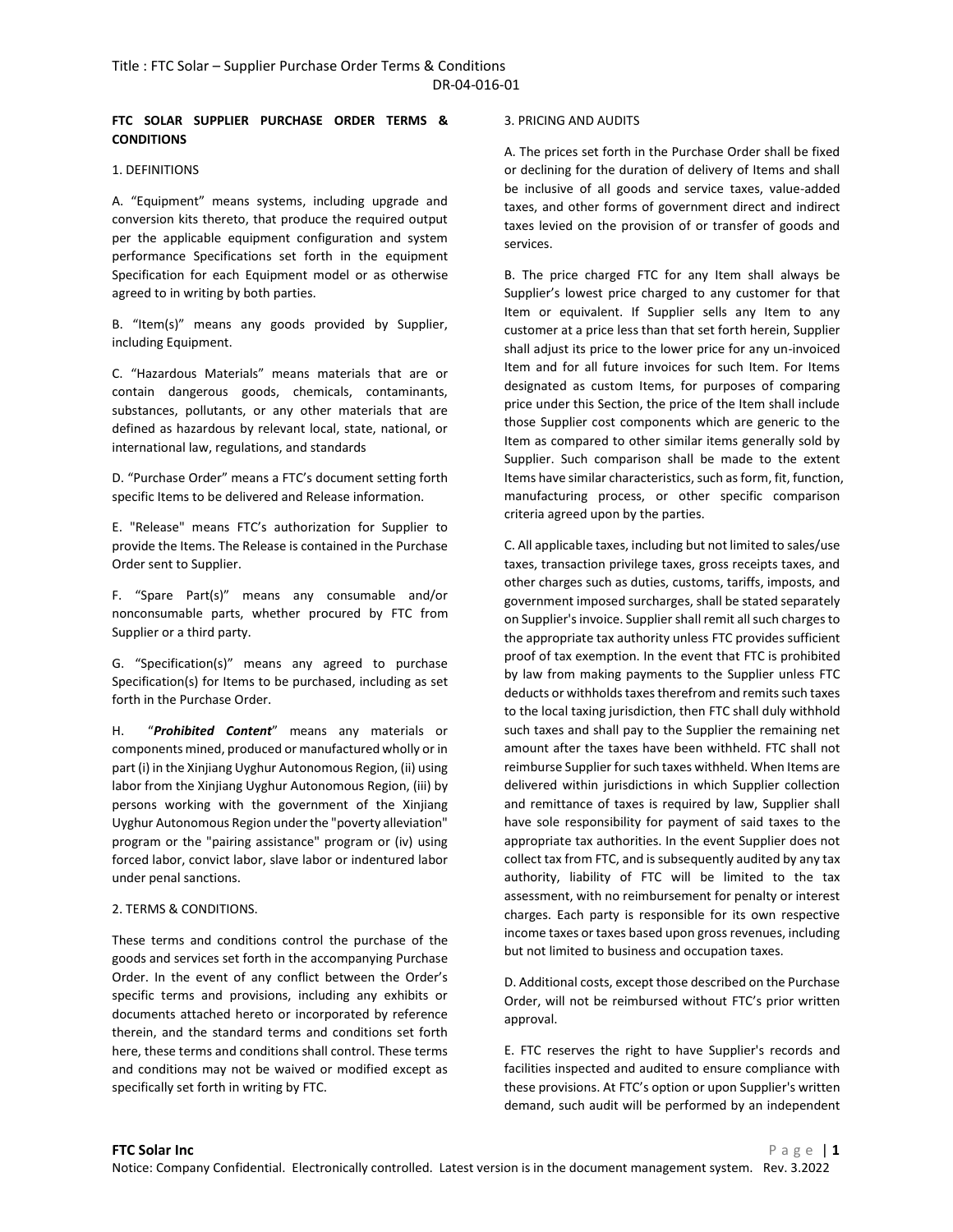**FTC SOLAR SUPPLIER PURCHASE ORDER TERMS & CONDITIONS**

1. DEFINITIONS

A. "Equipment" means systems, including upgrade and conversion kits thereto, that produce the required output per the applicable equipment configuration and system performance Specifications set forth in the equipment Specification for each Equipment model or as otherwise agreed to in writing by both parties.

B. "Item(s)" means any goods provided by Supplier, including Equipment.

C. "Hazardous Materials" means materials that are or contain dangerous goods, chemicals, contaminants, substances, pollutants, or any other materials that are defined as hazardous by relevant local, state, national, or international law, regulations, and standards

D. "Purchase Order" means a FTC's document setting forth specific Items to be delivered and Release information.

E. "Release" means FTC's authorization for Supplier to provide the Items. The Release is contained in the Purchase Order sent to Supplier.

F. "Spare Part(s)" means any consumable and/or nonconsumable parts, whether procured by FTC from Supplier or a third party.

G. "Specification(s)" means any agreed to purchase Specification(s) for Items to be purchased, including as set forth in the Purchase Order.

H. "***Prohibited Content***" means any materials or components mined, produced or manufactured wholly or in part (i) in the Xinjiang Uyghur Autonomous Region, (ii) using labor from the Xinjiang Uyghur Autonomous Region, (iii) by persons working with the government of the Xinjiang Uyghur Autonomous Region under the "poverty alleviation" program or the "pairing assistance" program or (iv) using forced labor, convict labor, slave labor or indentured labor under penal sanctions.

2. TERMS & CONDITIONS.

These terms and conditions control the purchase of the goods and services set forth in the accompanying Purchase Order. In the event of any conflict between the Order's specific terms and provisions, including any exhibits or documents attached hereto or incorporated by reference therein, and the standard terms and conditions set forth here, these terms and conditions shall control. These terms and conditions may not be waived or modified except as specifically set forth in writing by FTC.

3. PRICING AND AUDITS

A. The prices set forth in the Purchase Order shall be fixed or declining for the duration of delivery of Items and shall be inclusive of all goods and service taxes, value-added taxes, and other forms of government direct and indirect taxes levied on the provision of or transfer of goods and services.

B. The price charged FTC for any Item shall always be Supplier's lowest price charged to any customer for that Item or equivalent. If Supplier sells any Item to any customer at a price less than that set forth herein, Supplier shall adjust its price to the lower price for any un-invoiced Item and for all future invoices for such Item. For Items designated as custom Items, for purposes of comparing price under this Section, the price of the Item shall include those Supplier cost components which are generic to the Item as compared to other similar items generally sold by Supplier. Such comparison shall be made to the extent Items have similar characteristics, such as form, fit, function, manufacturing process, or other specific comparison criteria agreed upon by the parties.

C. All applicable taxes, including but not limited to sales/use taxes, transaction privilege taxes, gross receipts taxes, and other charges such as duties, customs, tariffs, imposts, and government imposed surcharges, shall be stated separately on Supplier's invoice. Supplier shall remit all such charges to the appropriate tax authority unless FTC provides sufficient proof of tax exemption. In the event that FTC is prohibited by law from making payments to the Supplier unless FTC deducts or withholds taxes therefrom and remits such taxes to the local taxing jurisdiction, then FTC shall duly withhold such taxes and shall pay to the Supplier the remaining net amount after the taxes have been withheld. FTC shall not reimburse Supplier for such taxes withheld. When Items are delivered within jurisdictions in which Supplier collection and remittance of taxes is required by law, Supplier shall have sole responsibility for payment of said taxes to the appropriate tax authorities. In the event Supplier does not collect tax from FTC, and is subsequently audited by any tax authority, liability of FTC will be limited to the tax assessment, with no reimbursement for penalty or interest charges. Each party is responsible for its own respective income taxes or taxes based upon gross revenues, including but not limited to business and occupation taxes.

D. Additional costs, except those described on the Purchase Order, will not be reimbursed without FTC's prior written approval.

E. FTC reserves the right to have Supplier's records and facilities inspected and audited to ensure compliance with these provisions. At FTC's option or upon Supplier's written demand, such audit will be performed by an independent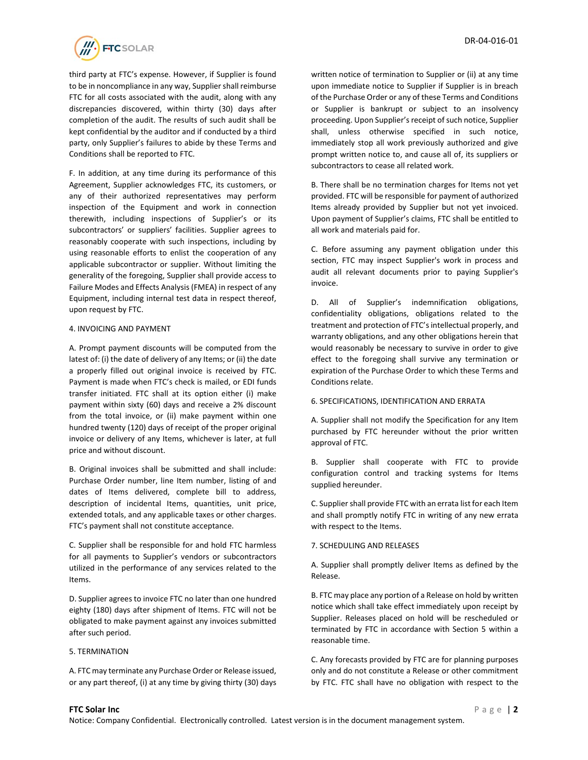third party at FTC's expense. However, if Supplier is found to be in noncompliance in any way, Supplier shall reimburse FTC for all costs associated with the audit, along with any discrepancies discovered, within thirty (30) days after completion of the audit. The results of such audit shall be kept confidential by the auditor and if conducted by a third party, only Supplier's failures to abide by these Terms and Conditions shall be reported to FTC.

F. In addition, at any time during its performance of this Agreement, Supplier acknowledges FTC, its customers, or any of their authorized representatives may perform inspection of the Equipment and work in connection therewith, including inspections of Supplier's or its subcontractors' or suppliers' facilities. Supplier agrees to reasonably cooperate with such inspections, including by using reasonable efforts to enlist the cooperation of any applicable subcontractor or supplier. Without limiting the generality of the foregoing, Supplier shall provide access to Failure Modes and Effects Analysis (FMEA) in respect of any Equipment, including internal test data in respect thereof, upon request by FTC.

## 4. INVOICING AND PAYMENT

A. Prompt payment discounts will be computed from the latest of: (i) the date of delivery of any Items; or (ii) the date a properly filled out original invoice is received by FTC. Payment is made when FTC's check is mailed, or EDI funds transfer initiated. FTC shall at its option either (i) make payment within sixty (60) days and receive a 2% discount from the total invoice, or (ii) make payment within one hundred twenty (120) days of receipt of the proper original invoice or delivery of any Items, whichever is later, at full price and without discount.

B. Original invoices shall be submitted and shall include: Purchase Order number, line Item number, listing of and dates of Items delivered, complete bill to address, description of incidental Items, quantities, unit price, extended totals, and any applicable taxes or other charges. FTC's payment shall not constitute acceptance.

C. Supplier shall be responsible for and hold FTC harmless for all payments to Supplier's vendors or subcontractors utilized in the performance of any services related to the Items.

D. Supplier agrees to invoice FTC no later than one hundred eighty (180) days after shipment of Items. FTC will not be obligated to make payment against any invoices submitted after such period.

## 5. TERMINATION

A. FTC may terminate any Purchase Order or Release issued, or any part thereof, (i) at any time by giving thirty (30) days written notice of termination to Supplier or (ii) at any time upon immediate notice to Supplier if Supplier is in breach of the Purchase Order or any of these Terms and Conditions or Supplier is bankrupt or subject to an insolvency proceeding. Upon Supplier's receipt of such notice, Supplier shall, unless otherwise specified in such notice, immediately stop all work previously authorized and give prompt written notice to, and cause all of, its suppliers or subcontractors to cease all related work.

B. There shall be no termination charges for Items not yet provided. FTC will be responsible for payment of authorized Items already provided by Supplier but not yet invoiced. Upon payment of Supplier's claims, FTC shall be entitled to all work and materials paid for.

C. Before assuming any payment obligation under this section, FTC may inspect Supplier's work in process and audit all relevant documents prior to paying Supplier's invoice.

D. All of Supplier's indemnification obligations, confidentiality obligations, obligations related to the treatment and protection of FTC's intellectual properly, and warranty obligations, and any other obligations herein that would reasonably be necessary to survive in order to give effect to the foregoing shall survive any termination or expiration of the Purchase Order to which these Terms and Conditions relate.

## 6. SPECIFICATIONS, IDENTIFICATION AND ERRATA

A. Supplier shall not modify the Specification for any Item purchased by FTC hereunder without the prior written approval of FTC.

B. Supplier shall cooperate with FTC to provide configuration control and tracking systems for Items supplied hereunder.

C. Supplier shall provide FTC with an errata list for each Item and shall promptly notify FTC in writing of any new errata with respect to the Items.

## 7. SCHEDULING AND RELEASES

A. Supplier shall promptly deliver Items as defined by the Release.

B. FTC may place any portion of a Release on hold by written notice which shall take effect immediately upon receipt by Supplier. Releases placed on hold will be rescheduled or terminated by FTC in accordance with Section 5 within a reasonable time.

C. Any forecasts provided by FTC are for planning purposes only and do not constitute a Release or other commitment by FTC. FTC shall have no obligation with respect to the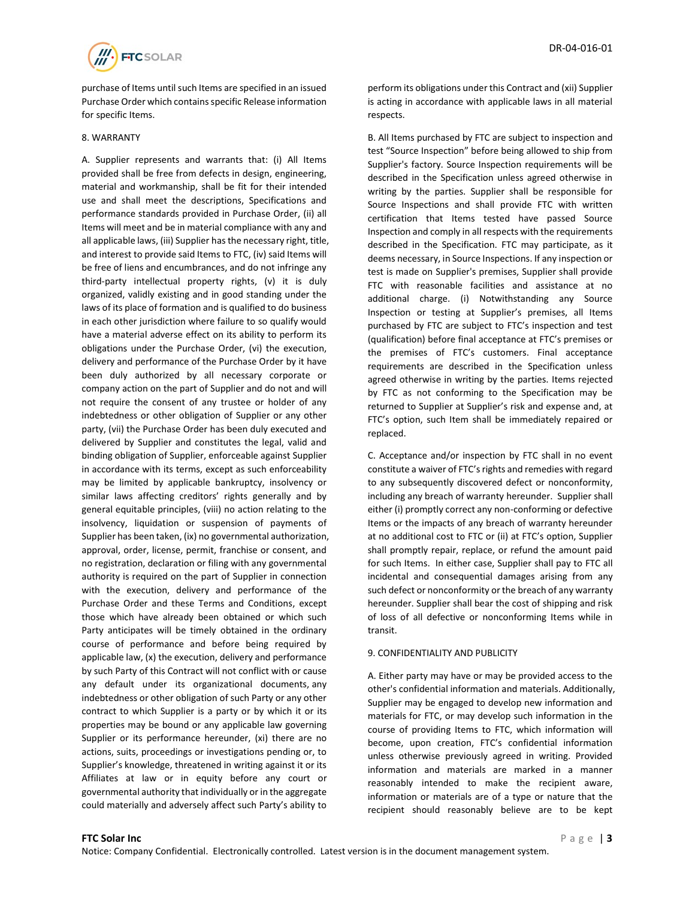purchase of Items until such Items are specified in an issued Purchase Order which contains specific Release information for specific Items.

8. WARRANTY

A. Supplier represents and warrants that: (i) All Items provided shall be free from defects in design, engineering, material and workmanship, shall be fit for their intended use and shall meet the descriptions, Specifications and performance standards provided in Purchase Order, (ii) all Items will meet and be in material compliance with any and all applicable laws, (iii) Supplier has the necessary right, title, and interest to provide said Items to FTC, (iv) said Items will be free of liens and encumbrances, and do not infringe any third-party intellectual property rights, (v) it is duly organized, validly existing and in good standing under the laws of its place of formation and is qualified to do business in each other jurisdiction where failure to so qualify would have a material adverse effect on its ability to perform its obligations under the Purchase Order, (vi) the execution, delivery and performance of the Purchase Order by it have been duly authorized by all necessary corporate or company action on the part of Supplier and do not and will not require the consent of any trustee or holder of any indebtedness or other obligation of Supplier or any other party, (vii) the Purchase Order has been duly executed and delivered by Supplier and constitutes the legal, valid and binding obligation of Supplier, enforceable against Supplier in accordance with its terms, except as such enforceability may be limited by applicable bankruptcy, insolvency or similar laws affecting creditors' rights generally and by general equitable principles, (viii) no action relating to the insolvency, liquidation or suspension of payments of Supplier has been taken, (ix) no governmental authorization, approval, order, license, permit, franchise or consent, and no registration, declaration or filing with any governmental authority is required on the part of Supplier in connection with the execution, delivery and performance of the Purchase Order and these Terms and Conditions, except those which have already been obtained or which such Party anticipates will be timely obtained in the ordinary course of performance and before being required by applicable law, (x) the execution, delivery and performance by such Party of this Contract will not conflict with or cause any default under its organizational documents, any indebtedness or other obligation of such Party or any other contract to which Supplier is a party or by which it or its properties may be bound or any applicable law governing Supplier or its performance hereunder, (xi) there are no actions, suits, proceedings or investigations pending or, to Supplier's knowledge, threatened in writing against it or its Affiliates at law or in equity before any court or governmental authority that individually or in the aggregate could materially and adversely affect such Party's ability to perform its obligations under this Contract and (xii) Supplier is acting in accordance with applicable laws in all material respects.

B. All Items purchased by FTC are subject to inspection and test "Source Inspection" before being allowed to ship from Supplier's factory. Source Inspection requirements will be described in the Specification unless agreed otherwise in writing by the parties. Supplier shall be responsible for Source Inspections and shall provide FTC with written certification that Items tested have passed Source Inspection and comply in all respects with the requirements described in the Specification. FTC may participate, as it deems necessary, in Source Inspections. If any inspection or test is made on Supplier's premises, Supplier shall provide FTC with reasonable facilities and assistance at no additional charge. (i) Notwithstanding any Source Inspection or testing at Supplier's premises, all Items purchased by FTC are subject to FTC's inspection and test (qualification) before final acceptance at FTC's premises or the premises of FTC's customers. Final acceptance requirements are described in the Specification unless agreed otherwise in writing by the parties. Items rejected by FTC as not conforming to the Specification may be returned to Supplier at Supplier's risk and expense and, at FTC's option, such Item shall be immediately repaired or replaced.

C. Acceptance and/or inspection by FTC shall in no event constitute a waiver of FTC's rights and remedies with regard to any subsequently discovered defect or nonconformity, including any breach of warranty hereunder. Supplier shall either (i) promptly correct any non-conforming or defective Items or the impacts of any breach of warranty hereunder at no additional cost to FTC or (ii) at FTC's option, Supplier shall promptly repair, replace, or refund the amount paid for such Items. In either case, Supplier shall pay to FTC all incidental and consequential damages arising from any such defect or nonconformity or the breach of any warranty hereunder. Supplier shall bear the cost of shipping and risk of loss of all defective or nonconforming Items while in transit.

9. CONFIDENTIALITY AND PUBLICITY

A. Either party may have or may be provided access to the other's confidential information and materials. Additionally, Supplier may be engaged to develop new information and materials for FTC, or may develop such information in the course of providing Items to FTC, which information will become, upon creation, FTC's confidential information unless otherwise previously agreed in writing. Provided information and materials are marked in a manner reasonably intended to make the recipient aware, information or materials are of a type or nature that the recipient should reasonably believe are to be kept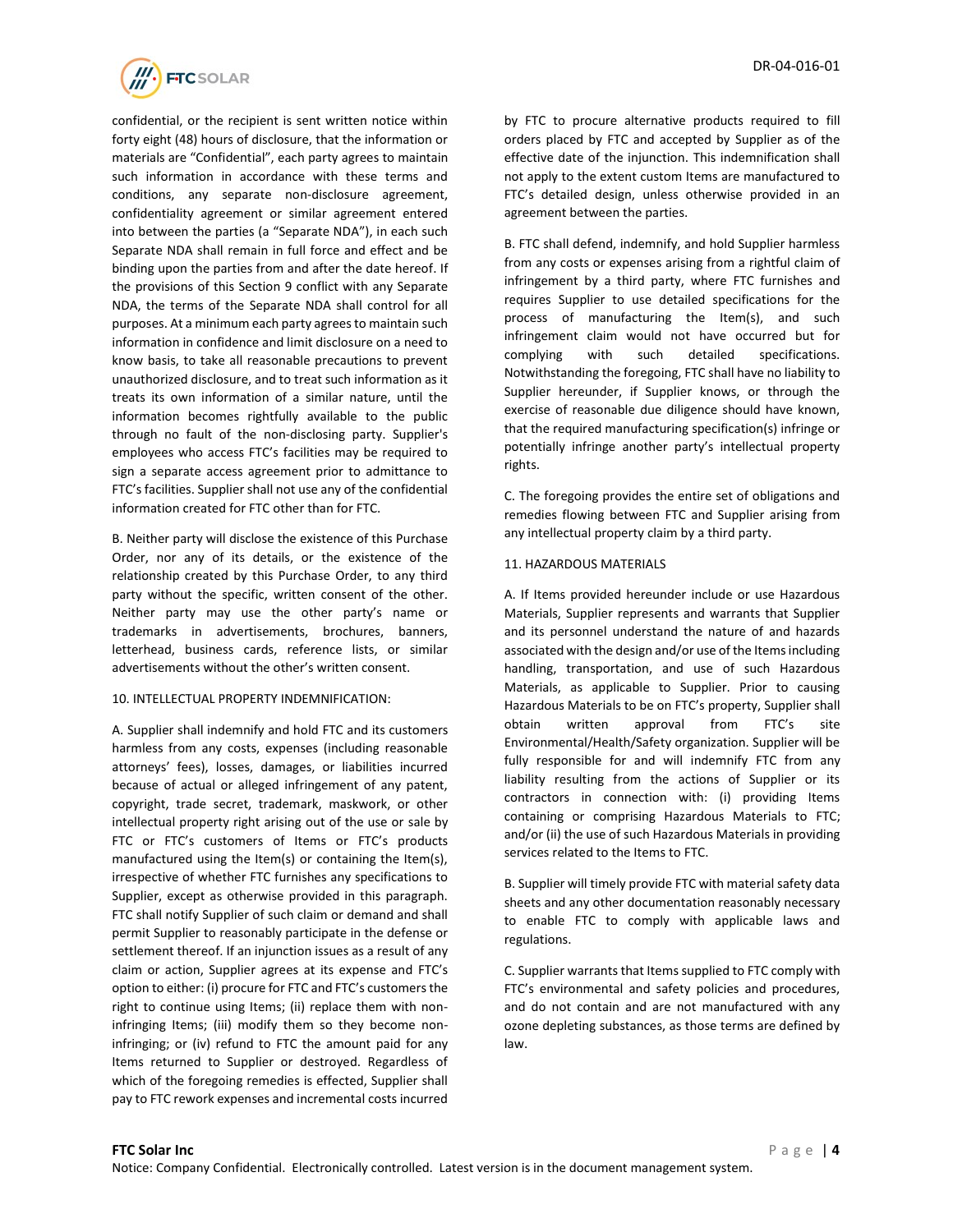confidential, or the recipient is sent written notice within forty eight (48) hours of disclosure, that the information or materials are "Confidential", each party agrees to maintain such information in accordance with these terms and conditions, any separate non-disclosure agreement, confidentiality agreement or similar agreement entered into between the parties (a "Separate NDA"), in each such Separate NDA shall remain in full force and effect and be binding upon the parties from and after the date hereof. If the provisions of this Section 9 conflict with any Separate NDA, the terms of the Separate NDA shall control for all purposes. At a minimum each party agrees to maintain such information in confidence and limit disclosure on a need to know basis, to take all reasonable precautions to prevent unauthorized disclosure, and to treat such information as it treats its own information of a similar nature, until the information becomes rightfully available to the public through no fault of the non-disclosing party. Supplier's employees who access FTC's facilities may be required to sign a separate access agreement prior to admittance to FTC's facilities. Supplier shall not use any of the confidential information created for FTC other than for FTC.

B. Neither party will disclose the existence of this Purchase Order, nor any of its details, or the existence of the relationship created by this Purchase Order, to any third party without the specific, written consent of the other. Neither party may use the other party's name or trademarks in advertisements, brochures, banners, letterhead, business cards, reference lists, or similar advertisements without the other's written consent.

10. INTELLECTUAL PROPERTY INDEMNIFICATION:

A. Supplier shall indemnify and hold FTC and its customers harmless from any costs, expenses (including reasonable attorneys' fees), losses, damages, or liabilities incurred because of actual or alleged infringement of any patent, copyright, trade secret, trademark, maskwork, or other intellectual property right arising out of the use or sale by FTC or FTC's customers of Items or FTC's products manufactured using the Item(s) or containing the Item(s), irrespective of whether FTC furnishes any specifications to Supplier, except as otherwise provided in this paragraph. FTC shall notify Supplier of such claim or demand and shall permit Supplier to reasonably participate in the defense or settlement thereof. If an injunction issues as a result of any claim or action, Supplier agrees at its expense and FTC's option to either: (i) procure for FTC and FTC's customers the right to continue using Items; (ii) replace them with non-infringing Items; (iii) modify them so they become non-infringing; or (iv) refund to FTC the amount paid for any Items returned to Supplier or destroyed. Regardless of which of the foregoing remedies is effected, Supplier shall pay to FTC rework expenses and incremental costs incurred by FTC to procure alternative products required to fill orders placed by FTC and accepted by Supplier as of the effective date of the injunction. This indemnification shall not apply to the extent custom Items are manufactured to FTC's detailed design, unless otherwise provided in an agreement between the parties.

B. FTC shall defend, indemnify, and hold Supplier harmless from any costs or expenses arising from a rightful claim of infringement by a third party, where FTC furnishes and requires Supplier to use detailed specifications for the process of manufacturing the Item(s), and such infringement claim would not have occurred but for complying with such detailed specifications. Notwithstanding the foregoing, FTC shall have no liability to Supplier hereunder, if Supplier knows, or through the exercise of reasonable due diligence should have known, that the required manufacturing specification(s) infringe or potentially infringe another party's intellectual property rights.

C. The foregoing provides the entire set of obligations and remedies flowing between FTC and Supplier arising from any intellectual property claim by a third party.

11. HAZARDOUS MATERIALS

A. If Items provided hereunder include or use Hazardous Materials, Supplier represents and warrants that Supplier and its personnel understand the nature of and hazards associated with the design and/or use of the Items including handling, transportation, and use of such Hazardous Materials, as applicable to Supplier. Prior to causing Hazardous Materials to be on FTC's property, Supplier shall obtain written approval from FTC's site Environmental/Health/Safety organization. Supplier will be fully responsible for and will indemnify FTC from any liability resulting from the actions of Supplier or its contractors in connection with: (i) providing Items containing or comprising Hazardous Materials to FTC; and/or (ii) the use of such Hazardous Materials in providing services related to the Items to FTC.

B. Supplier will timely provide FTC with material safety data sheets and any other documentation reasonably necessary to enable FTC to comply with applicable laws and regulations.

C. Supplier warrants that Items supplied to FTC comply with FTC's environmental and safety policies and procedures, and do not contain and are not manufactured with any ozone depleting substances, as those terms are defined by law.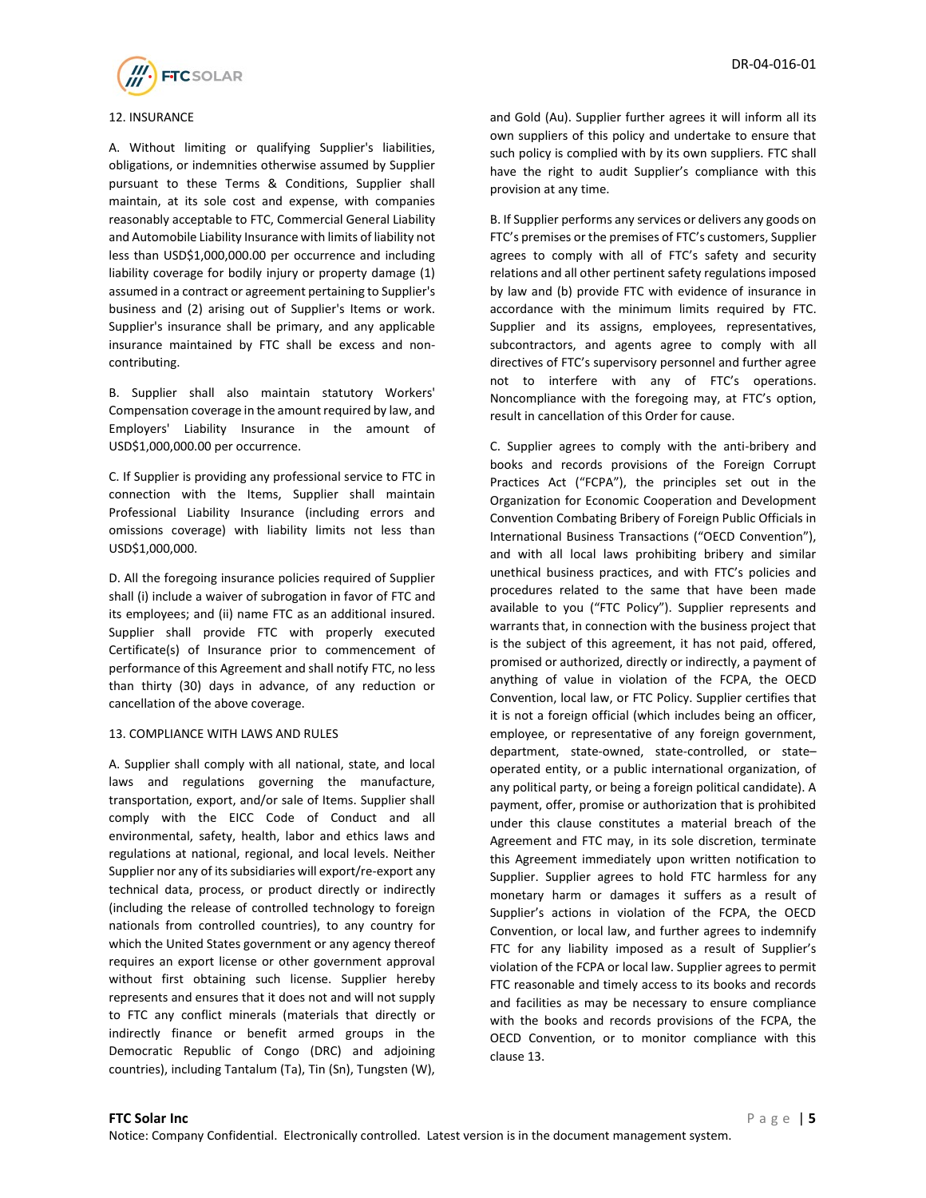## 12. INSURANCE

A. Without limiting or qualifying Supplier's liabilities, obligations, or indemnities otherwise assumed by Supplier pursuant to these Terms & Conditions, Supplier shall maintain, at its sole cost and expense, with companies reasonably acceptable to FTC, Commercial General Liability and Automobile Liability Insurance with limits of liability not less than USD$1,000,000.00 per occurrence and including liability coverage for bodily injury or property damage (1) assumed in a contract or agreement pertaining to Supplier's business and (2) arising out of Supplier's Items or work. Supplier's insurance shall be primary, and any applicable insurance maintained by FTC shall be excess and non-contributing.

B. Supplier shall also maintain statutory Workers' Compensation coverage in the amount required by law, and Employers' Liability Insurance in the amount of USD$1,000,000.00 per occurrence.

C. If Supplier is providing any professional service to FTC in connection with the Items, Supplier shall maintain Professional Liability Insurance (including errors and omissions coverage) with liability limits not less than USD$1,000,000.

D. All the foregoing insurance policies required of Supplier shall (i) include a waiver of subrogation in favor of FTC and its employees; and (ii) name FTC as an additional insured. Supplier shall provide FTC with properly executed Certificate(s) of Insurance prior to commencement of performance of this Agreement and shall notify FTC, no less than thirty (30) days in advance, of any reduction or cancellation of the above coverage.

## 13. COMPLIANCE WITH LAWS AND RULES

A. Supplier shall comply with all national, state, and local laws and regulations governing the manufacture, transportation, export, and/or sale of Items. Supplier shall comply with the EICC Code of Conduct and all environmental, safety, health, labor and ethics laws and regulations at national, regional, and local levels. Neither Supplier nor any of its subsidiaries will export/re-export any technical data, process, or product directly or indirectly (including the release of controlled technology to foreign nationals from controlled countries), to any country for which the United States government or any agency thereof requires an export license or other government approval without first obtaining such license. Supplier hereby represents and ensures that it does not and will not supply to FTC any conflict minerals (materials that directly or indirectly finance or benefit armed groups in the Democratic Republic of Congo (DRC) and adjoining countries), including Tantalum (Ta), Tin (Sn), Tungsten (W), and Gold (Au). Supplier further agrees it will inform all its own suppliers of this policy and undertake to ensure that such policy is complied with by its own suppliers. FTC shall have the right to audit Supplier's compliance with this provision at any time.

B. If Supplier performs any services or delivers any goods on FTC's premises or the premises of FTC's customers, Supplier agrees to comply with all of FTC's safety and security relations and all other pertinent safety regulations imposed by law and (b) provide FTC with evidence of insurance in accordance with the minimum limits required by FTC. Supplier and its assigns, employees, representatives, subcontractors, and agents agree to comply with all directives of FTC's supervisory personnel and further agree not to interfere with any of FTC's operations. Noncompliance with the foregoing may, at FTC's option, result in cancellation of this Order for cause.

C. Supplier agrees to comply with the anti-bribery and books and records provisions of the Foreign Corrupt Practices Act ("FCPA"), the principles set out in the Organization for Economic Cooperation and Development Convention Combating Bribery of Foreign Public Officials in International Business Transactions ("OECD Convention"), and with all local laws prohibiting bribery and similar unethical business practices, and with FTC's policies and procedures related to the same that have been made available to you ("FTC Policy"). Supplier represents and warrants that, in connection with the business project that is the subject of this agreement, it has not paid, offered, promised or authorized, directly or indirectly, a payment of anything of value in violation of the FCPA, the OECD Convention, local law, or FTC Policy. Supplier certifies that it is not a foreign official (which includes being an officer, employee, or representative of any foreign government, department, state-owned, state-controlled, or state–operated entity, or a public international organization, of any political party, or being a foreign political candidate). A payment, offer, promise or authorization that is prohibited under this clause constitutes a material breach of the Agreement and FTC may, in its sole discretion, terminate this Agreement immediately upon written notification to Supplier. Supplier agrees to hold FTC harmless for any monetary harm or damages it suffers as a result of Supplier's actions in violation of the FCPA, the OECD Convention, or local law, and further agrees to indemnify FTC for any liability imposed as a result of Supplier's violation of the FCPA or local law. Supplier agrees to permit FTC reasonable and timely access to its books and records and facilities as may be necessary to ensure compliance with the books and records provisions of the FCPA, the OECD Convention, or to monitor compliance with this clause 13.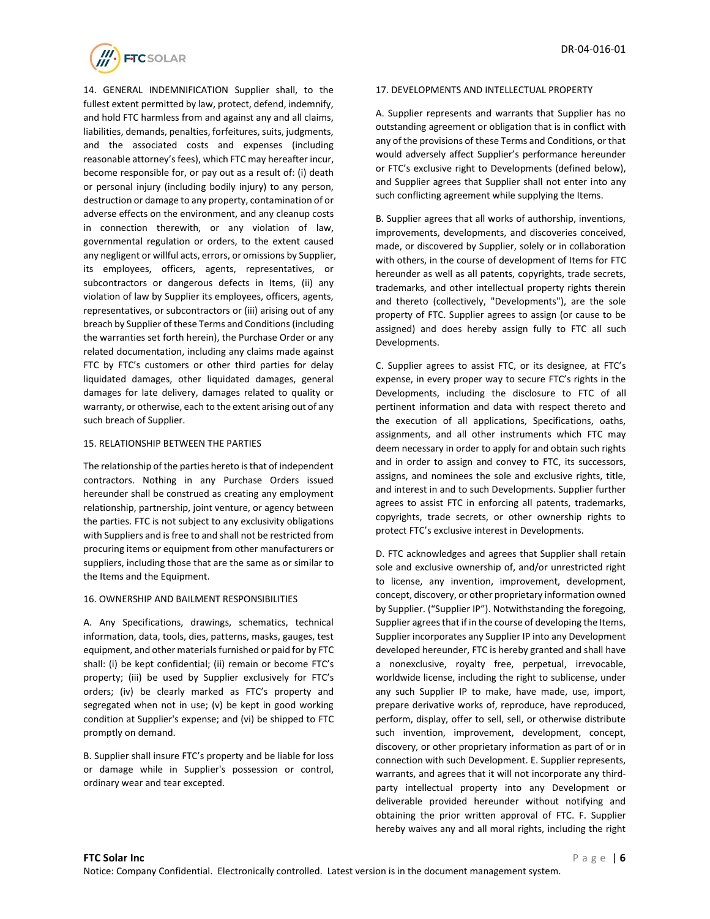14. GENERAL INDEMNIFICATION Supplier shall, to the fullest extent permitted by law, protect, defend, indemnify, and hold FTC harmless from and against any and all claims, liabilities, demands, penalties, forfeitures, suits, judgments, and the associated costs and expenses (including reasonable attorney's fees), which FTC may hereafter incur, become responsible for, or pay out as a result of: (i) death or personal injury (including bodily injury) to any person, destruction or damage to any property, contamination of or adverse effects on the environment, and any cleanup costs in connection therewith, or any violation of law, governmental regulation or orders, to the extent caused any negligent or willful acts, errors, or omissions by Supplier, its employees, officers, agents, representatives, or subcontractors or dangerous defects in Items, (ii) any violation of law by Supplier its employees, officers, agents, representatives, or subcontractors or (iii) arising out of any breach by Supplier of these Terms and Conditions (including the warranties set forth herein), the Purchase Order or any related documentation, including any claims made against FTC by FTC's customers or other third parties for delay liquidated damages, other liquidated damages, general damages for late delivery, damages related to quality or warranty, or otherwise, each to the extent arising out of any such breach of Supplier.

15. RELATIONSHIP BETWEEN THE PARTIES

The relationship of the parties hereto is that of independent contractors. Nothing in any Purchase Orders issued hereunder shall be construed as creating any employment relationship, partnership, joint venture, or agency between the parties. FTC is not subject to any exclusivity obligations with Suppliers and is free to and shall not be restricted from procuring items or equipment from other manufacturers or suppliers, including those that are the same as or similar to the Items and the Equipment.

16. OWNERSHIP AND BAILMENT RESPONSIBILITIES

A. Any Specifications, drawings, schematics, technical information, data, tools, dies, patterns, masks, gauges, test equipment, and other materials furnished or paid for by FTC shall: (i) be kept confidential; (ii) remain or become FTC's property; (iii) be used by Supplier exclusively for FTC's orders; (iv) be clearly marked as FTC's property and segregated when not in use; (v) be kept in good working condition at Supplier's expense; and (vi) be shipped to FTC promptly on demand.

B. Supplier shall insure FTC's property and be liable for loss or damage while in Supplier's possession or control, ordinary wear and tear excepted.

17. DEVELOPMENTS AND INTELLECTUAL PROPERTY

A. Supplier represents and warrants that Supplier has no outstanding agreement or obligation that is in conflict with any of the provisions of these Terms and Conditions, or that would adversely affect Supplier's performance hereunder or FTC's exclusive right to Developments (defined below), and Supplier agrees that Supplier shall not enter into any such conflicting agreement while supplying the Items.

B. Supplier agrees that all works of authorship, inventions, improvements, developments, and discoveries conceived, made, or discovered by Supplier, solely or in collaboration with others, in the course of development of Items for FTC hereunder as well as all patents, copyrights, trade secrets, trademarks, and other intellectual property rights therein and thereto (collectively, "Developments"), are the sole property of FTC. Supplier agrees to assign (or cause to be assigned) and does hereby assign fully to FTC all such Developments.

C. Supplier agrees to assist FTC, or its designee, at FTC's expense, in every proper way to secure FTC's rights in the Developments, including the disclosure to FTC of all pertinent information and data with respect thereto and the execution of all applications, Specifications, oaths, assignments, and all other instruments which FTC may deem necessary in order to apply for and obtain such rights and in order to assign and convey to FTC, its successors, assigns, and nominees the sole and exclusive rights, title, and interest in and to such Developments. Supplier further agrees to assist FTC in enforcing all patents, trademarks, copyrights, trade secrets, or other ownership rights to protect FTC's exclusive interest in Developments.

D. FTC acknowledges and agrees that Supplier shall retain sole and exclusive ownership of, and/or unrestricted right to license, any invention, improvement, development, concept, discovery, or other proprietary information owned by Supplier. ("Supplier IP"). Notwithstanding the foregoing, Supplier agrees that if in the course of developing the Items, Supplier incorporates any Supplier IP into any Development developed hereunder, FTC is hereby granted and shall have a nonexclusive, royalty free, perpetual, irrevocable, worldwide license, including the right to sublicense, under any such Supplier IP to make, have made, use, import, prepare derivative works of, reproduce, have reproduced, perform, display, offer to sell, sell, or otherwise distribute such invention, improvement, development, concept, discovery, or other proprietary information as part of or in connection with such Development. E. Supplier represents, warrants, and agrees that it will not incorporate any third-party intellectual property into any Development or deliverable provided hereunder without notifying and obtaining the prior written approval of FTC. F. Supplier hereby waives any and all moral rights, including the right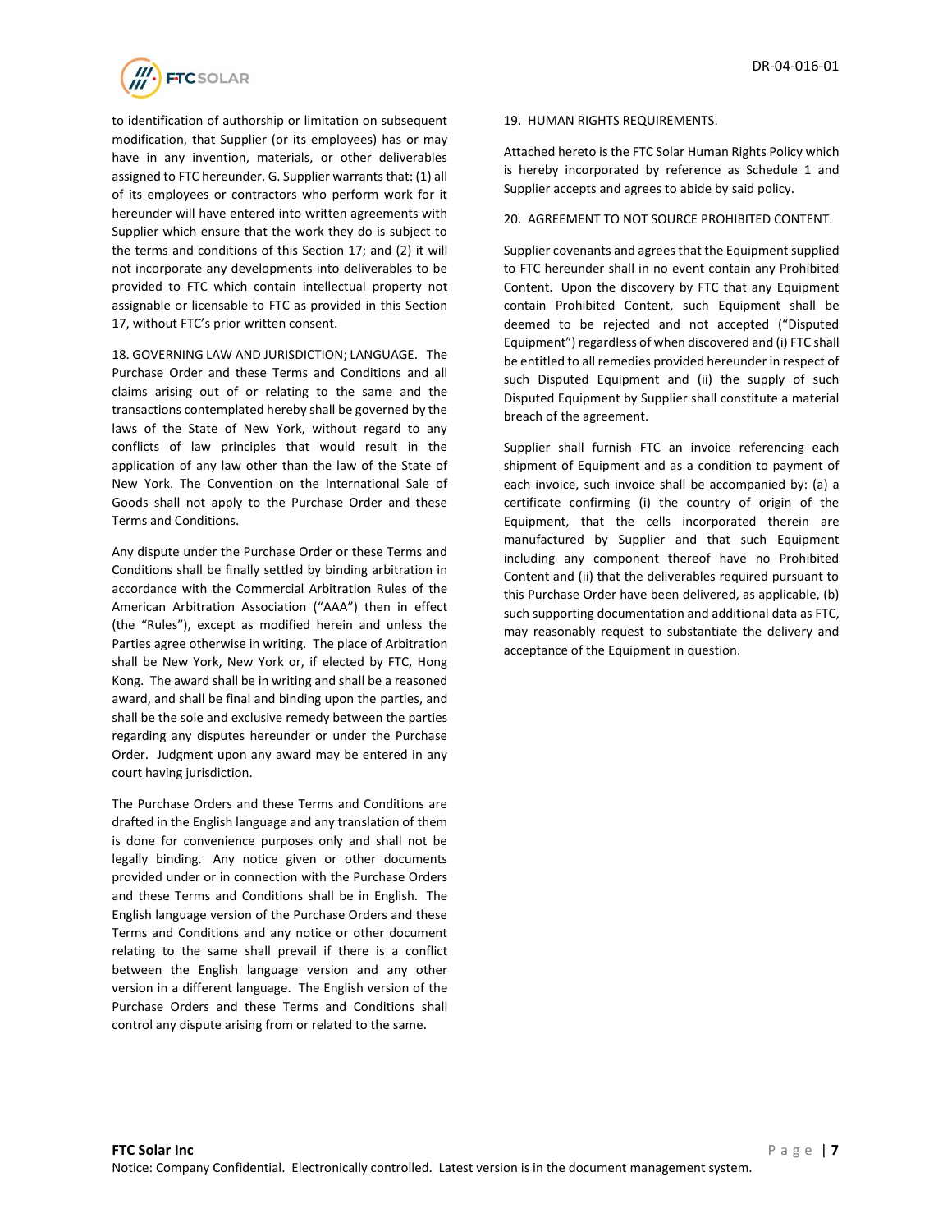to identification of authorship or limitation on subsequent modification, that Supplier (or its employees) has or may have in any invention, materials, or other deliverables assigned to FTC hereunder. G. Supplier warrants that: (1) all of its employees or contractors who perform work for it hereunder will have entered into written agreements with Supplier which ensure that the work they do is subject to the terms and conditions of this Section 17; and (2) it will not incorporate any developments into deliverables to be provided to FTC which contain intellectual property not assignable or licensable to FTC as provided in this Section 17, without FTC's prior written consent.

18. GOVERNING LAW AND JURISDICTION; LANGUAGE. The Purchase Order and these Terms and Conditions and all claims arising out of or relating to the same and the transactions contemplated hereby shall be governed by the laws of the State of New York, without regard to any conflicts of law principles that would result in the application of any law other than the law of the State of New York. The Convention on the International Sale of Goods shall not apply to the Purchase Order and these Terms and Conditions.

Any dispute under the Purchase Order or these Terms and Conditions shall be finally settled by binding arbitration in accordance with the Commercial Arbitration Rules of the American Arbitration Association ("AAA") then in effect (the "Rules"), except as modified herein and unless the Parties agree otherwise in writing. The place of Arbitration shall be New York, New York or, if elected by FTC, Hong Kong. The award shall be in writing and shall be a reasoned award, and shall be final and binding upon the parties, and shall be the sole and exclusive remedy between the parties regarding any disputes hereunder or under the Purchase Order. Judgment upon any award may be entered in any court having jurisdiction.

The Purchase Orders and these Terms and Conditions are drafted in the English language and any translation of them is done for convenience purposes only and shall not be legally binding. Any notice given or other documents provided under or in connection with the Purchase Orders and these Terms and Conditions shall be in English. The English language version of the Purchase Orders and these Terms and Conditions and any notice or other document relating to the same shall prevail if there is a conflict between the English language version and any other version in a different language. The English version of the Purchase Orders and these Terms and Conditions shall control any dispute arising from or related to the same.

19. HUMAN RIGHTS REQUIREMENTS.

Attached hereto is the FTC Solar Human Rights Policy which is hereby incorporated by reference as Schedule 1 and Supplier accepts and agrees to abide by said policy.

20. AGREEMENT TO NOT SOURCE PROHIBITED CONTENT.

Supplier covenants and agrees that the Equipment supplied to FTC hereunder shall in no event contain any Prohibited Content. Upon the discovery by FTC that any Equipment contain Prohibited Content, such Equipment shall be deemed to be rejected and not accepted ("Disputed Equipment") regardless of when discovered and (i) FTC shall be entitled to all remedies provided hereunder in respect of such Disputed Equipment and (ii) the supply of such Disputed Equipment by Supplier shall constitute a material breach of the agreement.

Supplier shall furnish FTC an invoice referencing each shipment of Equipment and as a condition to payment of each invoice, such invoice shall be accompanied by: (a) a certificate confirming (i) the country of origin of the Equipment, that the cells incorporated therein are manufactured by Supplier and that such Equipment including any component thereof have no Prohibited Content and (ii) that the deliverables required pursuant to this Purchase Order have been delivered, as applicable, (b) such supporting documentation and additional data as FTC, may reasonably request to substantiate the delivery and acceptance of the Equipment in question.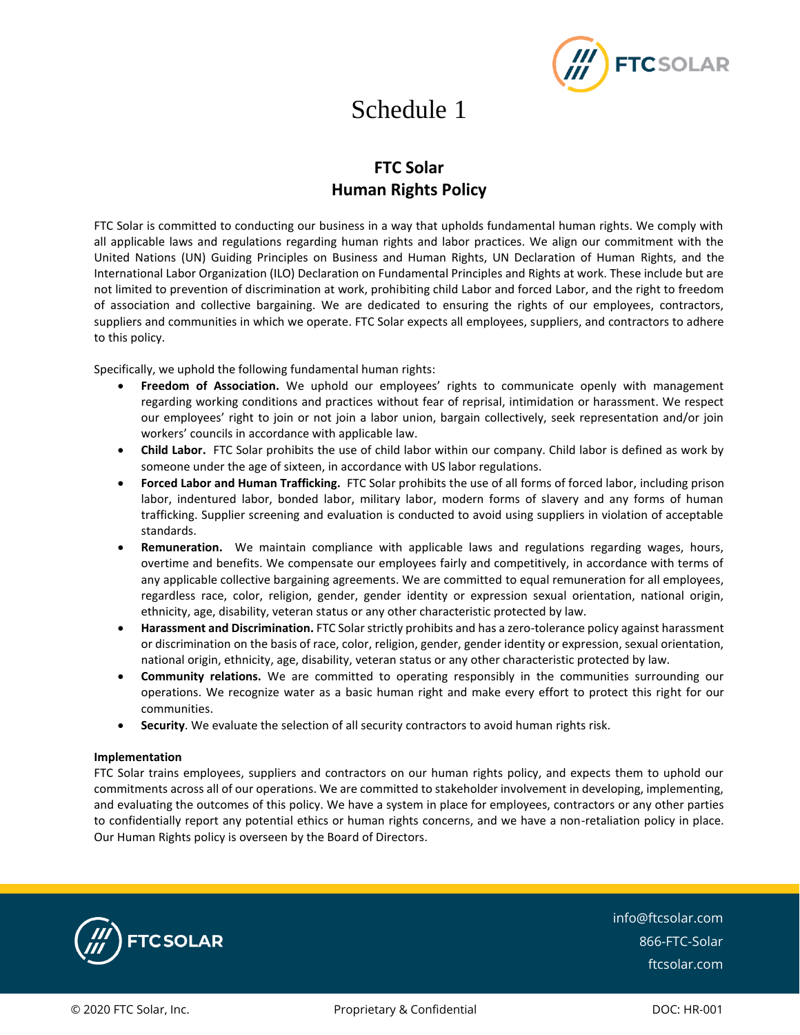# Schedule 1

## FTC Solar
## Human Rights Policy

FTC Solar is committed to conducting our business in a way that upholds fundamental human rights. We comply with all applicable laws and regulations regarding human rights and labor practices. We align our commitment with the United Nations (UN) Guiding Principles on Business and Human Rights, UN Declaration of Human Rights, and the International Labor Organization (ILO) Declaration on Fundamental Principles and Rights at work. These include but are not limited to prevention of discrimination at work, prohibiting child Labor and forced Labor, and the right to freedom of association and collective bargaining. We are dedicated to ensuring the rights of our employees, contractors, suppliers and communities in which we operate. FTC Solar expects all employees, suppliers, and contractors to adhere to this policy.

Specifically, we uphold the following fundamental human rights:

- **Freedom of Association.** We uphold our employees' rights to communicate openly with management regarding working conditions and practices without fear of reprisal, intimidation or harassment. We respect our employees' right to join or not join a labor union, bargain collectively, seek representation and/or join workers' councils in accordance with applicable law.
- **Child Labor.** FTC Solar prohibits the use of child labor within our company. Child labor is defined as work by someone under the age of sixteen, in accordance with US labor regulations.
- **Forced Labor and Human Trafficking.** FTC Solar prohibits the use of all forms of forced labor, including prison labor, indentured labor, bonded labor, military labor, modern forms of slavery and any forms of human trafficking. Supplier screening and evaluation is conducted to avoid using suppliers in violation of acceptable standards.
- **Remuneration.** We maintain compliance with applicable laws and regulations regarding wages, hours, overtime and benefits. We compensate our employees fairly and competitively, in accordance with terms of any applicable collective bargaining agreements. We are committed to equal remuneration for all employees, regardless race, color, religion, gender, gender identity or expression sexual orientation, national origin, ethnicity, age, disability, veteran status or any other characteristic protected by law.
- **Harassment and Discrimination.** FTC Solar strictly prohibits and has a zero-tolerance policy against harassment or discrimination on the basis of race, color, religion, gender, gender identity or expression, sexual orientation, national origin, ethnicity, age, disability, veteran status or any other characteristic protected by law.
- **Community relations.** We are committed to operating responsibly in the communities surrounding our operations. We recognize water as a basic human right and make every effort to protect this right for our communities.
- **Security**. We evaluate the selection of all security contractors to avoid human rights risk.

**Implementation**

FTC Solar trains employees, suppliers and contractors on our human rights policy, and expects them to uphold our commitments across all of our operations. We are committed to stakeholder involvement in developing, implementing, and evaluating the outcomes of this policy. We have a system in place for employees, contractors or any other parties to confidentially report any potential ethics or human rights concerns, and we have a non-retaliation policy in place. Our Human Rights policy is overseen by the Board of Directors.

info@ftcsolar.com
866-FTC-Solar
ftcsolar.com

© 2020 FTC Solar, Inc. Proprietary & Confidential DOC: HR-001